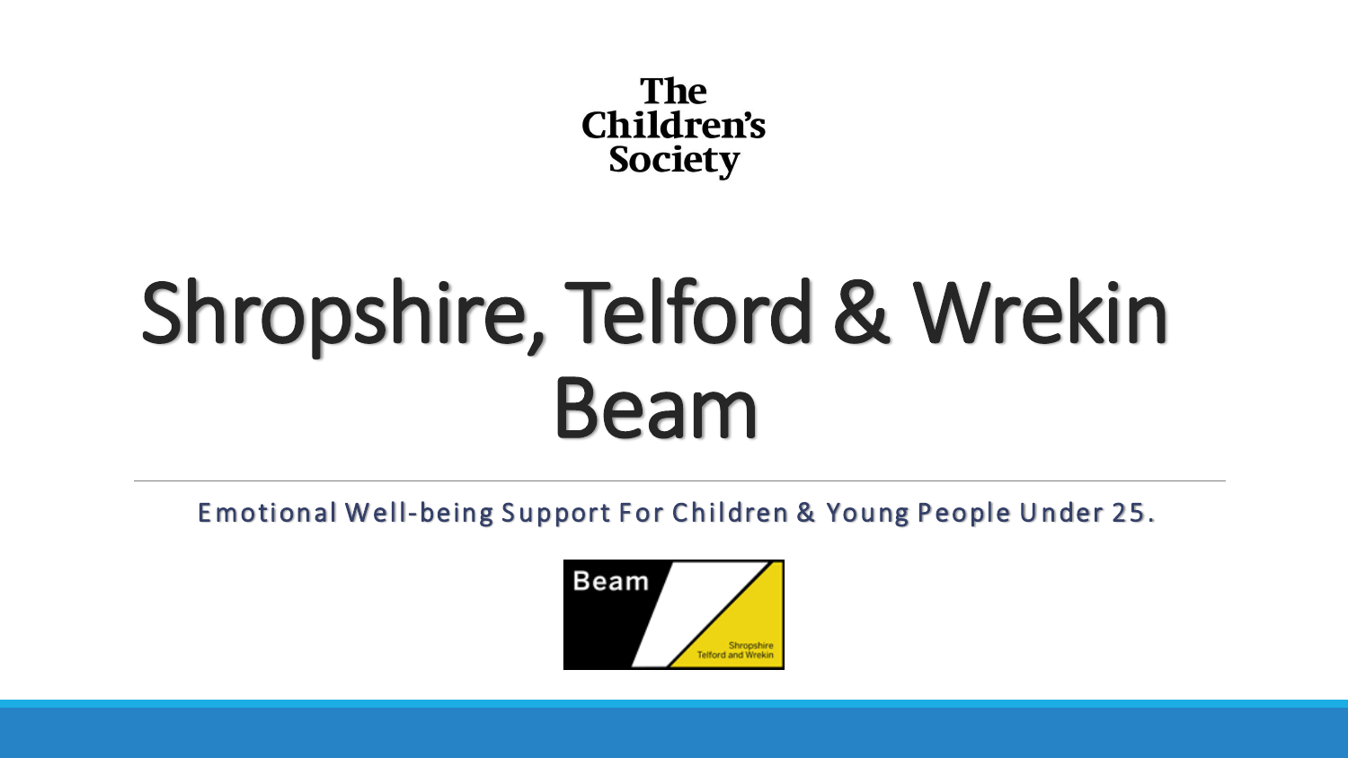The Children's Society

# Shropshire, Telford & Wrekin Beam

Emotional Well-being Support For Children & Young People Under 25.

Beam

Shropshire Telford and Wrekin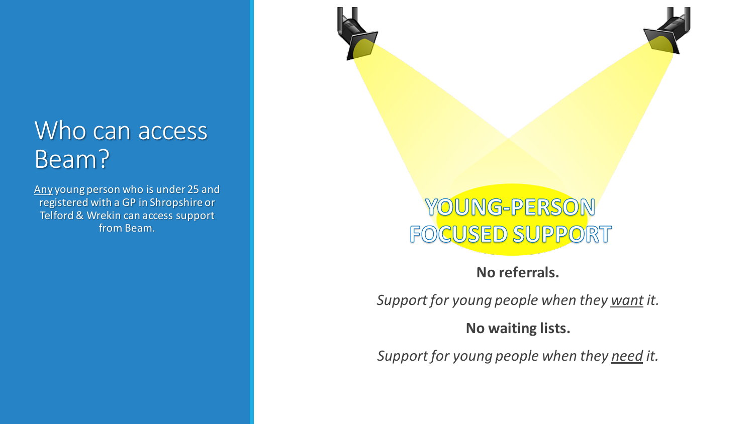# Who can access Beam?

Any young person who is under 25 and registered with a GP in Shropshire or Telford & Wrekin can access support from Beam.

YOUNG-PERSON FOCUSED SUPPORT

**No referrals.**

*Support for young people when they want it.*

**No waiting lists.**

*Support for young people when they need it.*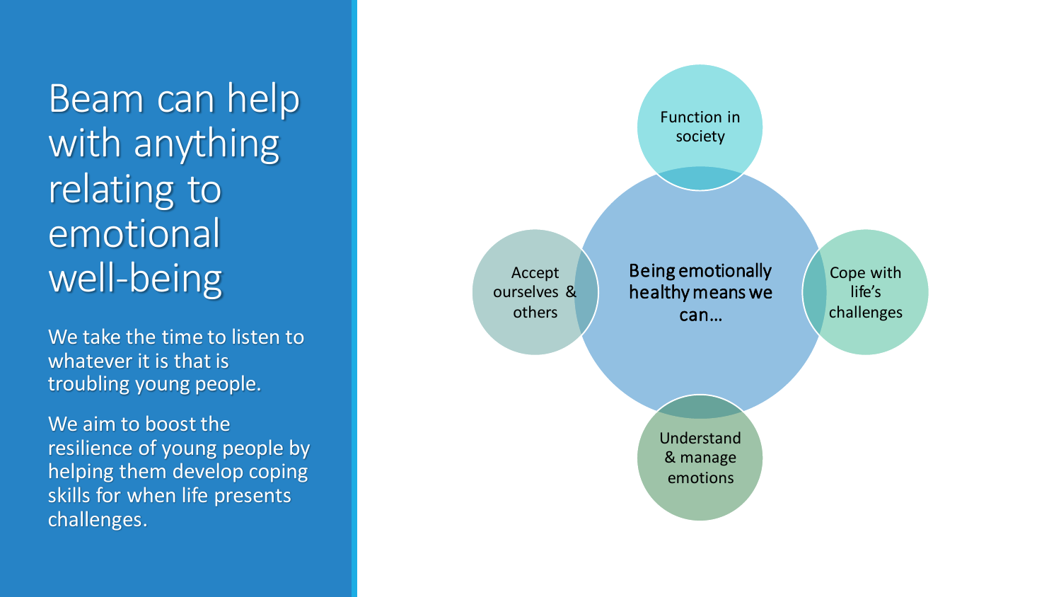# Beam can help with anything relating to emotional well-being

We take the time to listen to whatever it is that is troubling young people.

We aim to boost the resilience of young people by helping them develop coping skills for when life presents challenges.

Being emotionally healthy means we can…

- Function in society
- Cope with life's challenges
- Understand & manage emotions
- Accept ourselves & others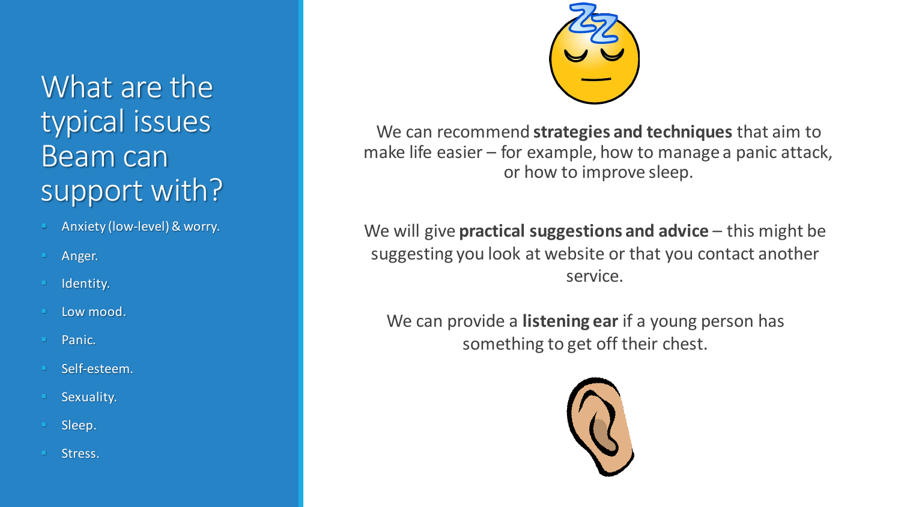# What are the typical issues Beam can support with?

- Anxiety (low-level) & worry.
- Anger.
- Identity.
- Low mood.
- Panic.
- Self-esteem.
- Sexuality.
- Sleep.
- Stress.

We can recommend **strategies and techniques** that aim to make life easier – for example, how to manage a panic attack, or how to improve sleep.

We will give **practical suggestions and advice** – this might be suggesting you look at website or that you contact another service.

We can provide a **listening ear** if a young person has something to get off their chest.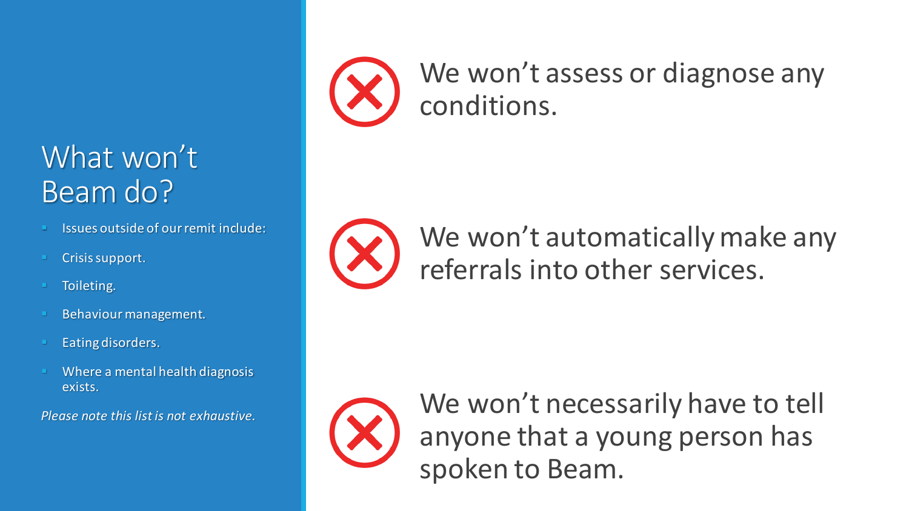# What won't Beam do?

- Issues outside of our remit include:
- Crisis support.
- Toileting.
- Behaviour management.
- Eating disorders.
- Where a mental health diagnosis exists.

*Please note this list is not exhaustive.*

- We won't assess or diagnose any conditions.
- We won't automatically make any referrals into other services.
- We won't necessarily have to tell anyone that a young person has spoken to Beam.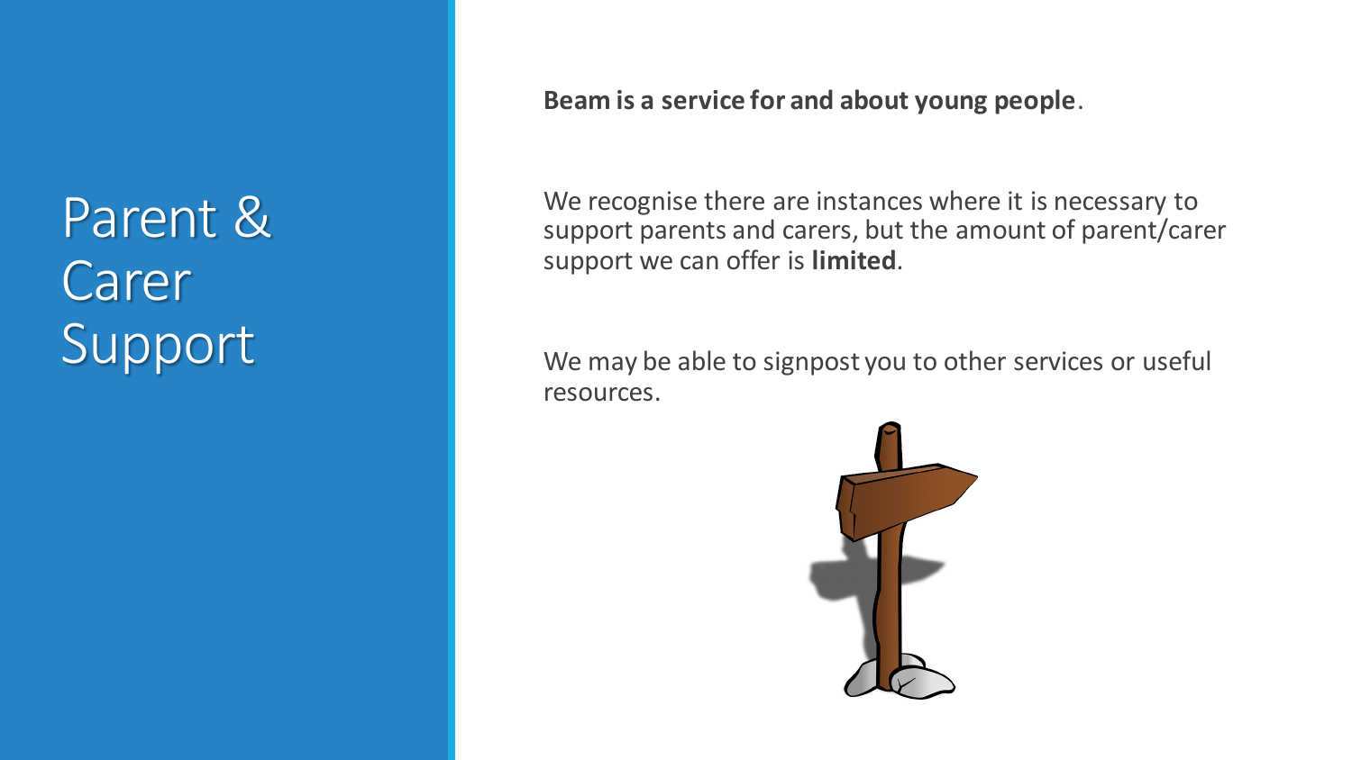# Parent & Carer Support

**Beam is a service for and about young people**.

We recognise there are instances where it is necessary to support parents and carers, but the amount of parent/carer support we can offer is **limited**.

We may be able to signpost you to other services or useful resources.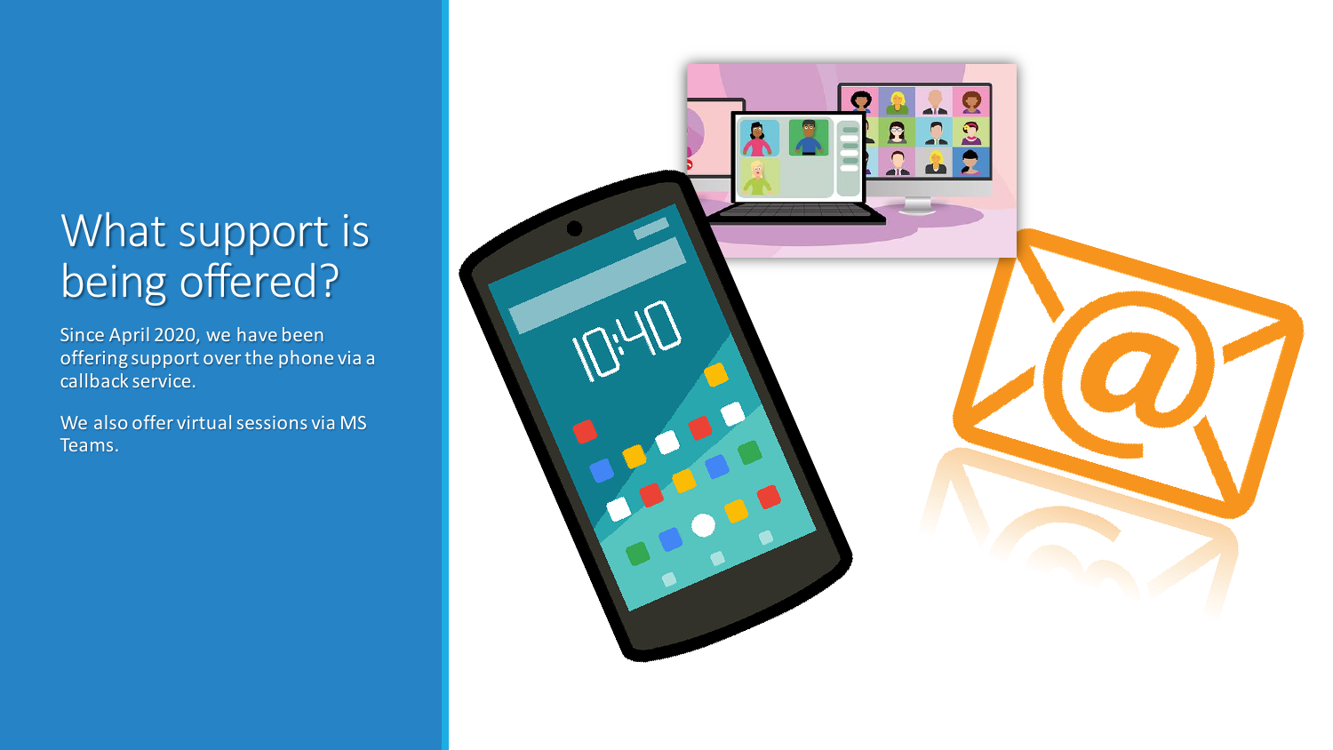# What support is being offered?

Since April 2020, we have been offering support over the phone via a callback service.

We also offer virtual sessions via MS Teams.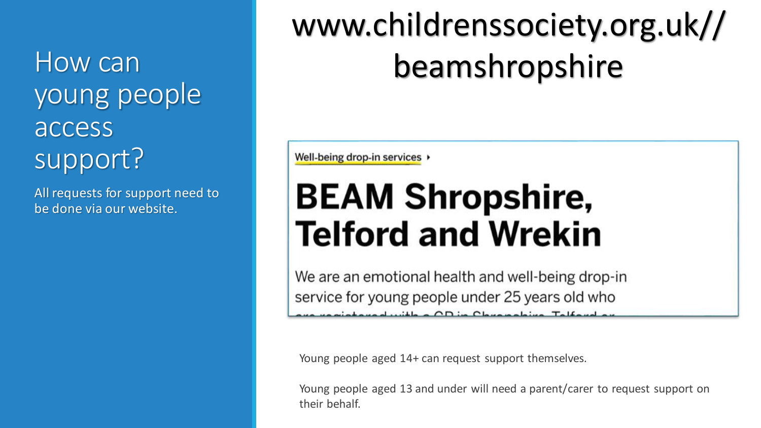# How can young people access support?

All requests for support need to be done via our website.

## www.childrenssociety.org.uk//beamshropshire

Well-being drop-in services ▸

# BEAM Shropshire, Telford and Wrekin

We are an emotional health and well-being drop-in service for young people under 25 years old who

Young people aged 14+ can request support themselves.

Young people aged 13 and under will need a parent/carer to request support on their behalf.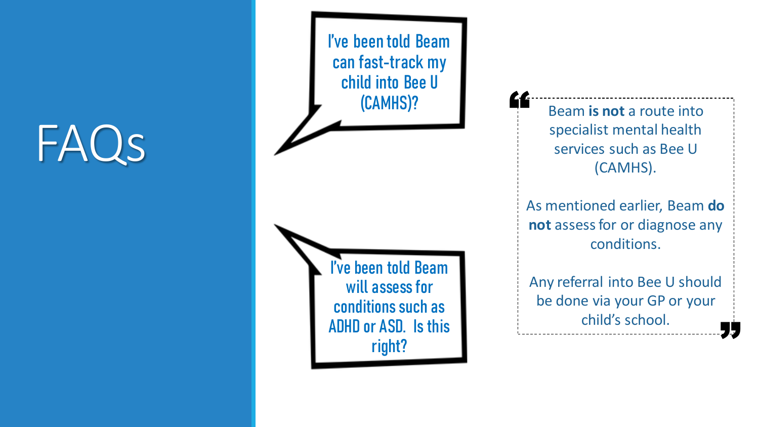# FAQs

I've been told Beam can fast-track my child into Bee U (CAMHS)?

I've been told Beam will assess for conditions such as ADHD or ASD. Is this right?

> Beam **is not** a route into specialist mental health services such as Bee U (CAMHS).
>
> As mentioned earlier, Beam **do not** assess for or diagnose any conditions.
>
> Any referral into Bee U should be done via your GP or your child's school.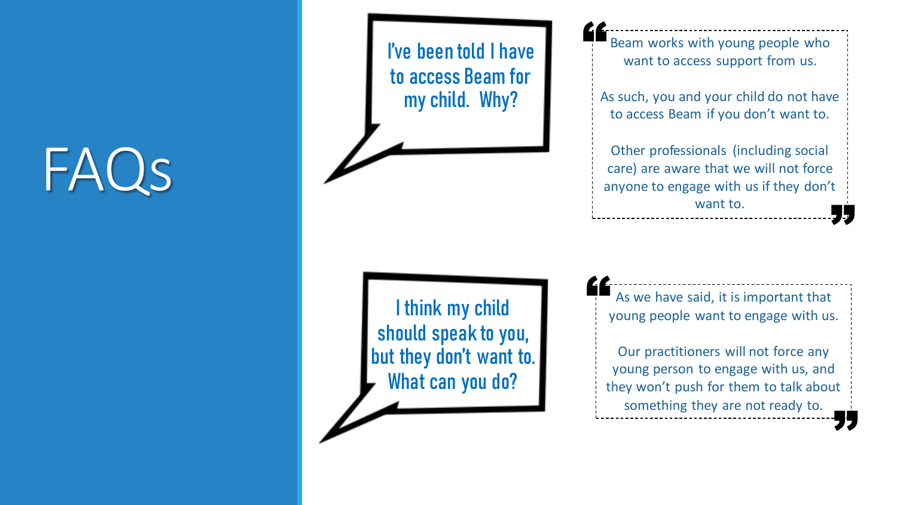# FAQs

### I've been told I have to access Beam for my child. Why?

> Beam works with young people who want to access support from us.
>
> As such, you and your child do not have to access Beam if you don't want to.
>
> Other professionals (including social care) are aware that we will not force anyone to engage with us if they don't want to.

### I think my child should speak to you, but they don't want to. What can you do?

> As we have said, it is important that young people want to engage with us.
>
> Our practitioners will not force any young person to engage with us, and they won't push for them to talk about something they are not ready to.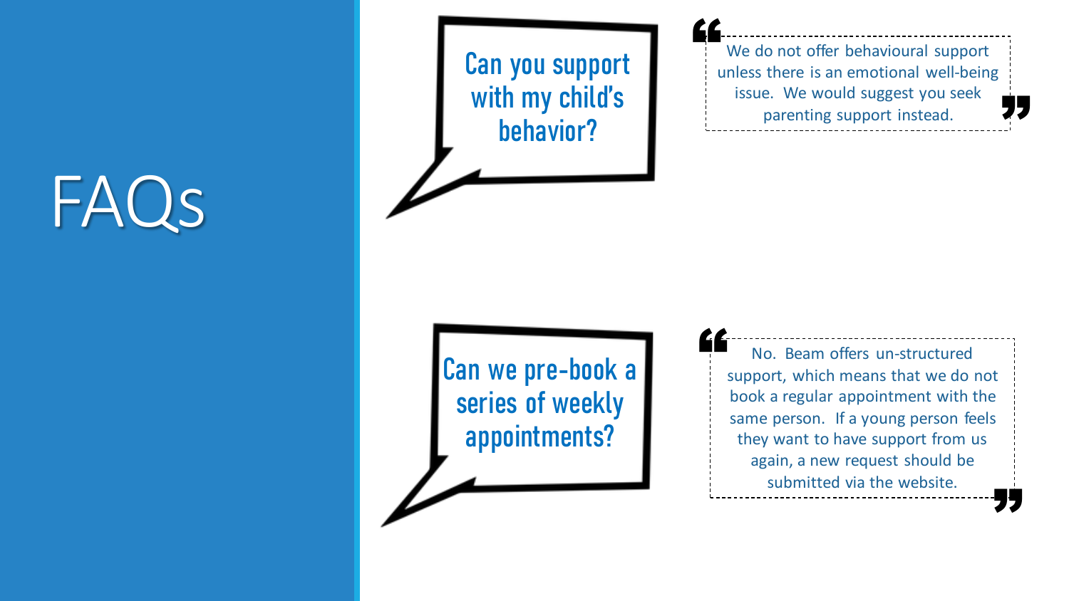# FAQs

**Can you support with my child's behavior?**

> We do not offer behavioural support unless there is an emotional well-being issue. We would suggest you seek parenting support instead.

**Can we pre-book a series of weekly appointments?**

> No. Beam offers un-structured support, which means that we do not book a regular appointment with the same person. If a young person feels they want to have support from us again, a new request should be submitted via the website.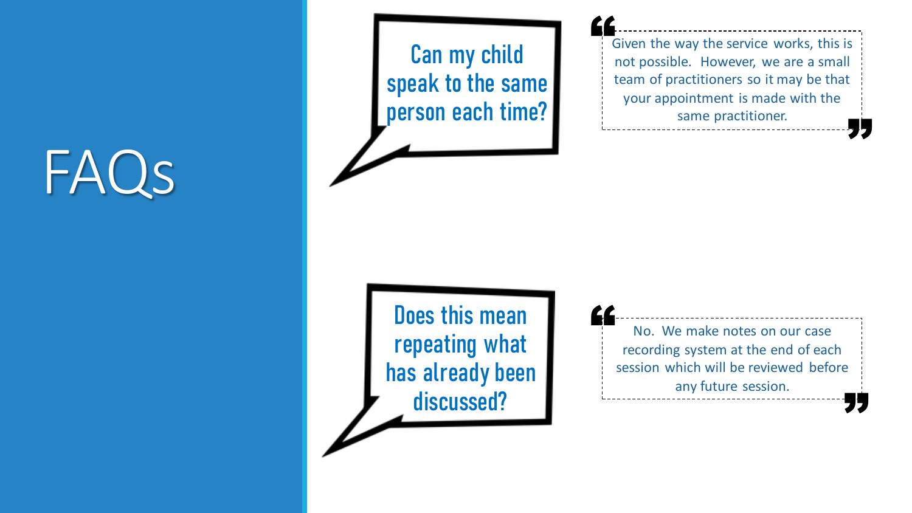# FAQs

**Can my child speak to the same person each time?**

> Given the way the service works, this is not possible. However, we are a small team of practitioners so it may be that your appointment is made with the same practitioner.

**Does this mean repeating what has already been discussed?**

> No. We make notes on our case recording system at the end of each session which will be reviewed before any future session.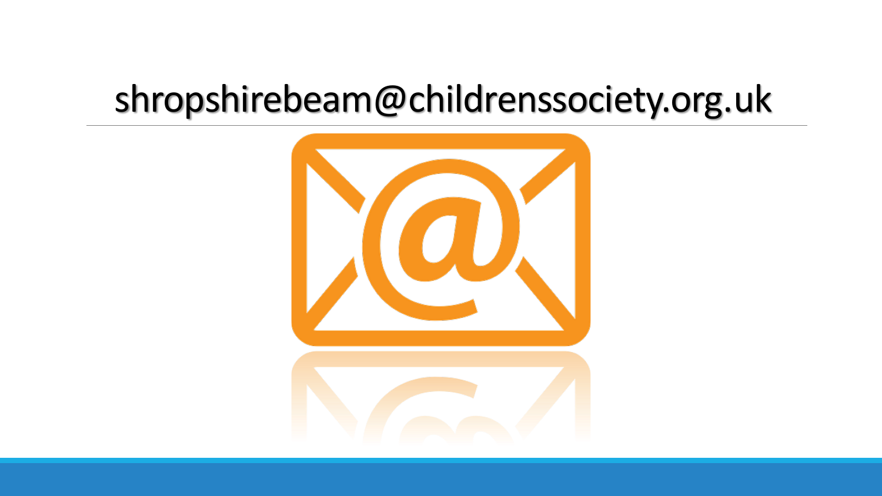shropshirebeam@childrenssociety.org.uk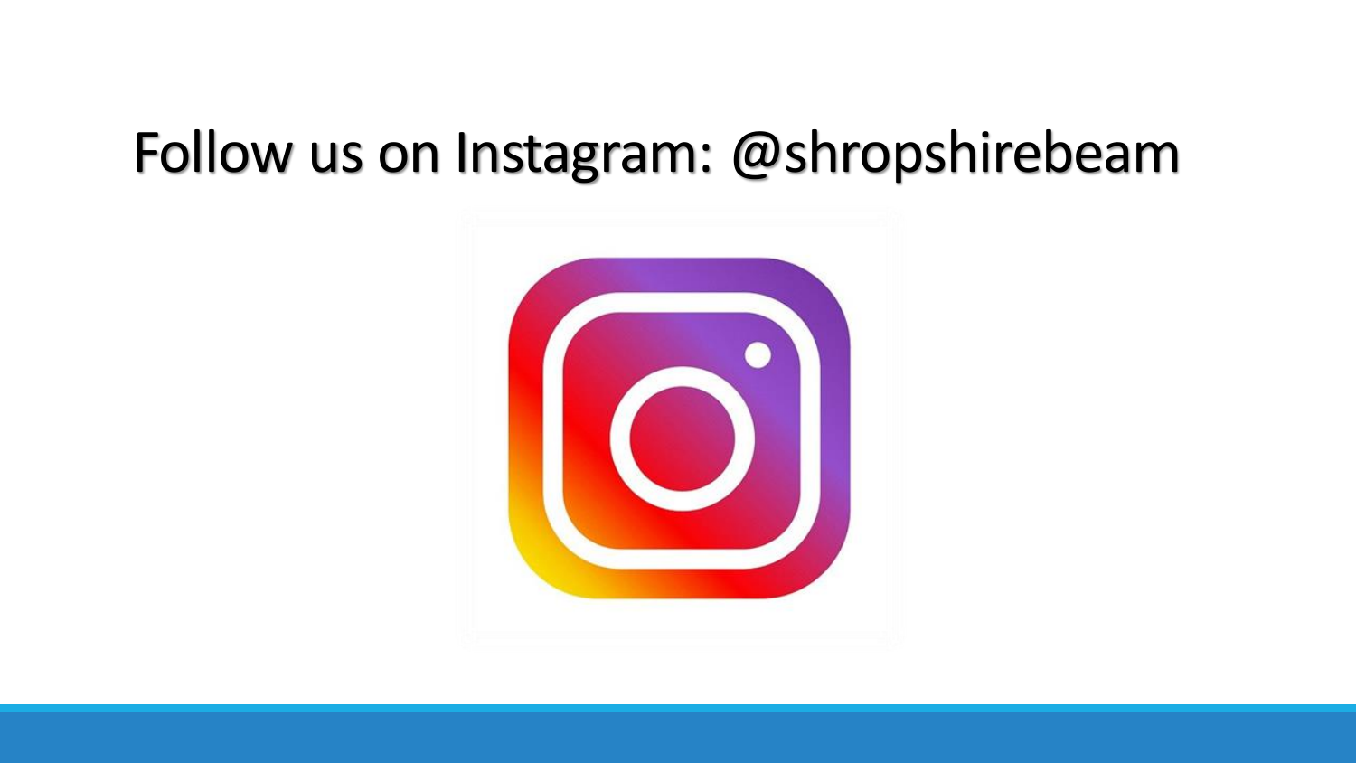# Follow us on Instagram: @shropshirebeam